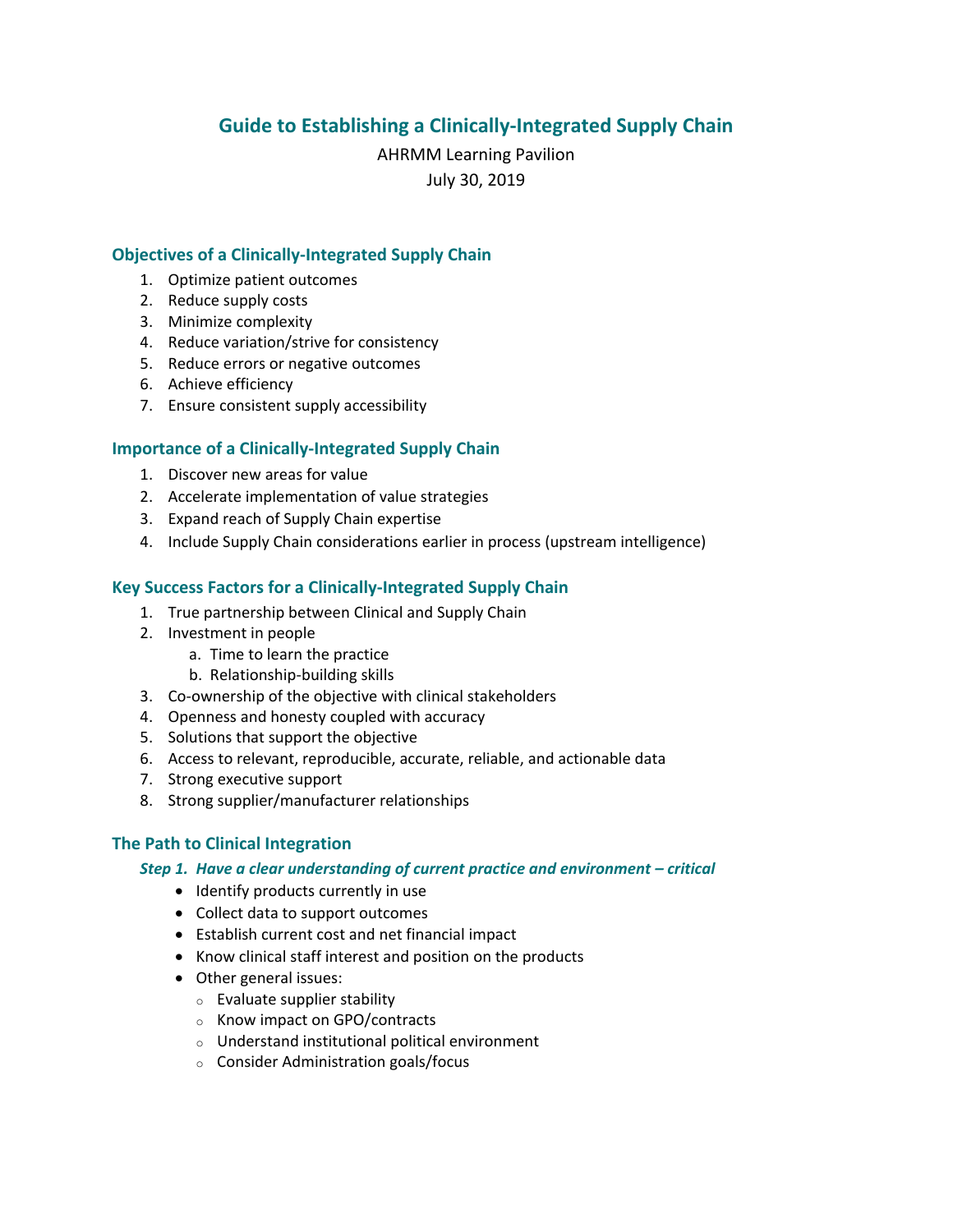# Guide to Establishing a Clinically-Integrated Supply Chain

AHRMM Learning Pavilion

July 30, 2019

## Objectives of a Clinically-Integrated Supply Chain

1. Optimize patient outcomes
2. Reduce supply costs
3. Minimize complexity
4. Reduce variation/strive for consistency
5. Reduce errors or negative outcomes
6. Achieve efficiency
7. Ensure consistent supply accessibility

## Importance of a Clinically-Integrated Supply Chain

1. Discover new areas for value
2. Accelerate implementation of value strategies
3. Expand reach of Supply Chain expertise
4. Include Supply Chain considerations earlier in process (upstream intelligence)

## Key Success Factors for a Clinically-Integrated Supply Chain

1. True partnership between Clinical and Supply Chain
2. Investment in people
    a. Time to learn the practice
    b. Relationship-building skills
3. Co-ownership of the objective with clinical stakeholders
4. Openness and honesty coupled with accuracy
5. Solutions that support the objective
6. Access to relevant, reproducible, accurate, reliable, and actionable data
7. Strong executive support
8. Strong supplier/manufacturer relationships

## The Path to Clinical Integration

### *Step 1. Have a clear understanding of current practice and environment – critical*

- Identify products currently in use
- Collect data to support outcomes
- Establish current cost and net financial impact
- Know clinical staff interest and position on the products
- Other general issues:
    - Evaluate supplier stability
    - Know impact on GPO/contracts
    - Understand institutional political environment
    - Consider Administration goals/focus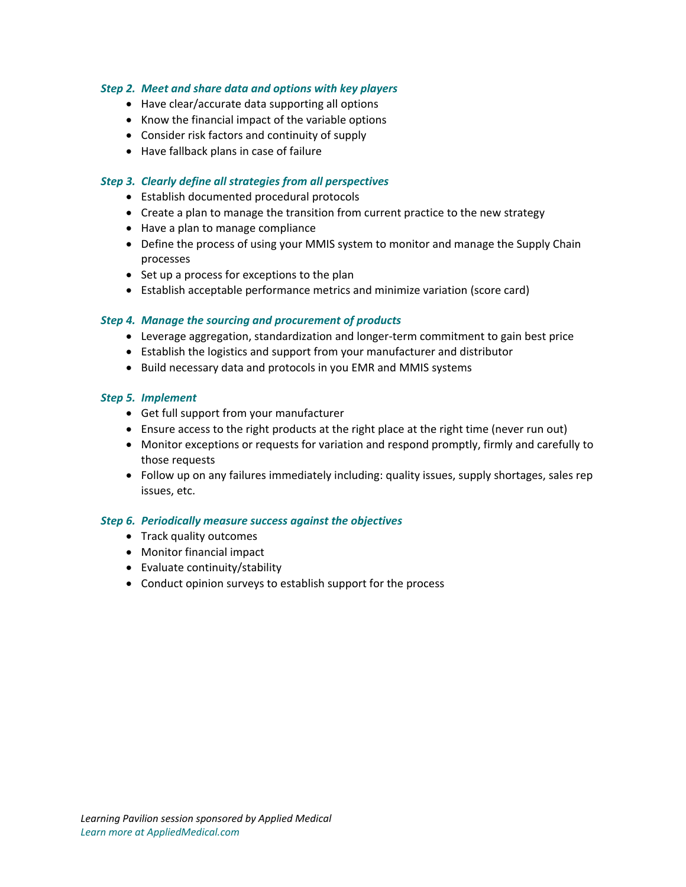### *Step 2. Meet and share data and options with key players*

- Have clear/accurate data supporting all options
- Know the financial impact of the variable options
- Consider risk factors and continuity of supply
- Have fallback plans in case of failure

### *Step 3. Clearly define all strategies from all perspectives*

- Establish documented procedural protocols
- Create a plan to manage the transition from current practice to the new strategy
- Have a plan to manage compliance
- Define the process of using your MMIS system to monitor and manage the Supply Chain processes
- Set up a process for exceptions to the plan
- Establish acceptable performance metrics and minimize variation (score card)

### *Step 4. Manage the sourcing and procurement of products*

- Leverage aggregation, standardization and longer-term commitment to gain best price
- Establish the logistics and support from your manufacturer and distributor
- Build necessary data and protocols in you EMR and MMIS systems

### *Step 5. Implement*

- Get full support from your manufacturer
- Ensure access to the right products at the right place at the right time (never run out)
- Monitor exceptions or requests for variation and respond promptly, firmly and carefully to those requests
- Follow up on any failures immediately including: quality issues, supply shortages, sales rep issues, etc.

### *Step 6. Periodically measure success against the objectives*

- Track quality outcomes
- Monitor financial impact
- Evaluate continuity/stability
- Conduct opinion surveys to establish support for the process

*Learning Pavilion session sponsored by Applied Medical*
*Learn more at AppliedMedical.com*